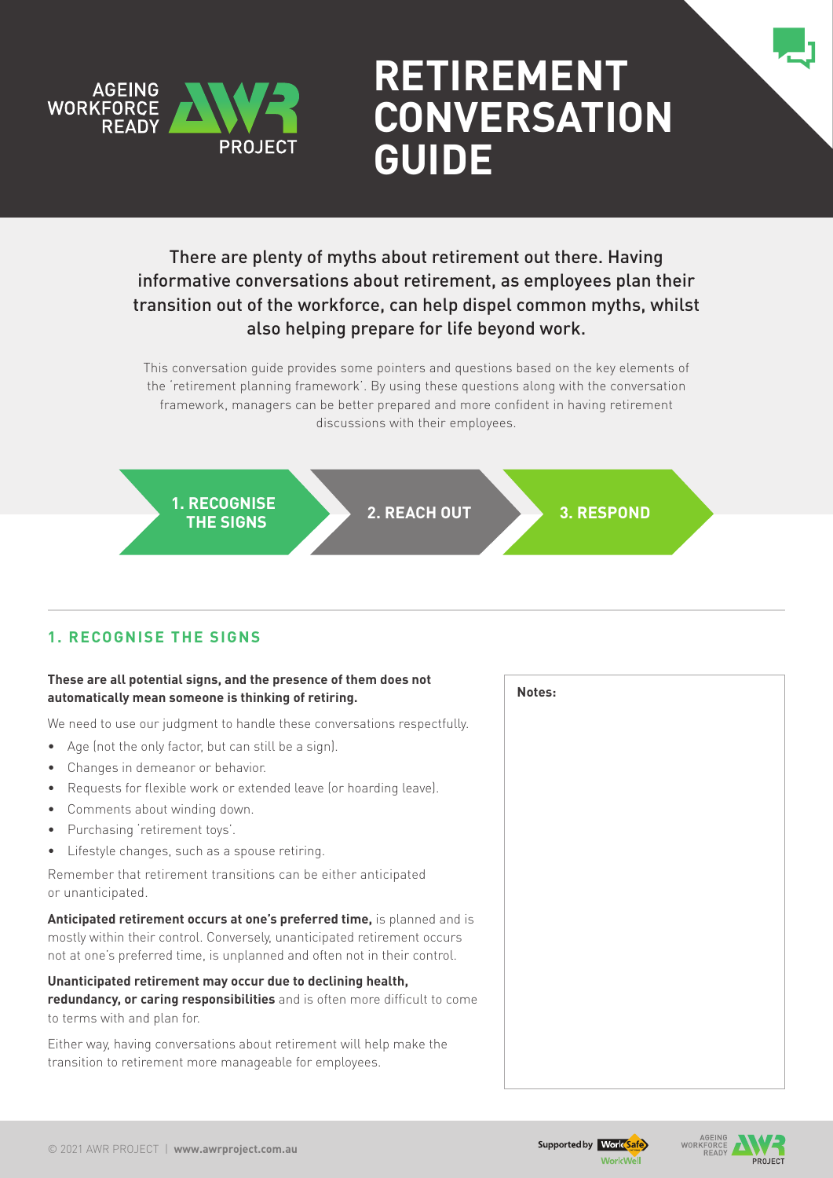AGEING WORKFORCE READY PROJECT

# RETIREMENT CONVERSATION GUIDE

There are plenty of myths about retirement out there. Having informative conversations about retirement, as employees plan their transition out of the workforce, can help dispel common myths, whilst also helping prepare for life beyond work.

This conversation guide provides some pointers and questions based on the key elements of the 'retirement planning framework'. By using these questions along with the conversation framework, managers can be better prepared and more confident in having retirement discussions with their employees.

**1. RECOGNISE THE SIGNS** → **2. REACH OUT** → **3. RESPOND**

## 1. RECOGNISE THE SIGNS

**These are all potential signs, and the presence of them does not automatically mean someone is thinking of retiring.**

We need to use our judgment to handle these conversations respectfully.

- Age (not the only factor, but can still be a sign).
- Changes in demeanor or behavior.
- Requests for flexible work or extended leave (or hoarding leave).
- Comments about winding down.
- Purchasing 'retirement toys'.
- Lifestyle changes, such as a spouse retiring.

Remember that retirement transitions can be either anticipated or unanticipated.

**Anticipated retirement occurs at one's preferred time,** is planned and is mostly within their control. Conversely, unanticipated retirement occurs not at one's preferred time, is unplanned and often not in their control.

**Unanticipated retirement may occur due to declining health, redundancy, or caring responsibilities** and is often more difficult to come to terms with and plan for.

Either way, having conversations about retirement will help make the transition to retirement more manageable for employees.

**Notes:**

© 2021 AWR PROJECT | **www.awrproject.com.au**

Supported by WorkSafe WorkWell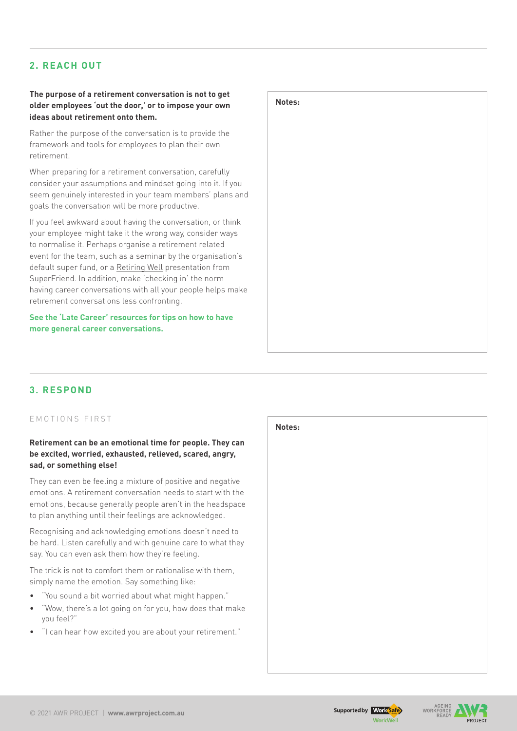## 2. REACH OUT

**The purpose of a retirement conversation is not to get older employees 'out the door,' or to impose your own ideas about retirement onto them.**

Rather the purpose of the conversation is to provide the framework and tools for employees to plan their own retirement.

When preparing for a retirement conversation, carefully consider your assumptions and mindset going into it. If you seem genuinely interested in your team members' plans and goals the conversation will be more productive.

If you feel awkward about having the conversation, or think your employee might take it the wrong way, consider ways to normalise it. Perhaps organise a retirement related event for the team, such as a seminar by the organisation's default super fund, or a Retiring Well presentation from SuperFriend. In addition, make 'checking in' the norm—having career conversations with all your people helps make retirement conversations less confronting.

**See the 'Late Career' resources for tips on how to have more general career conversations.**

**Notes:**

## 3. RESPOND

### EMOTIONS FIRST

**Retirement can be an emotional time for people. They can be excited, worried, exhausted, relieved, scared, angry, sad, or something else!**

They can even be feeling a mixture of positive and negative emotions. A retirement conversation needs to start with the emotions, because generally people aren't in the headspace to plan anything until their feelings are acknowledged.

Recognising and acknowledging emotions doesn't need to be hard. Listen carefully and with genuine care to what they say. You can even ask them how they're feeling.

The trick is not to comfort them or rationalise with them, simply name the emotion. Say something like:

- "You sound a bit worried about what might happen."
- "Wow, there's a lot going on for you, how does that make you feel?"
- "I can hear how excited you are about your retirement."

**Notes:**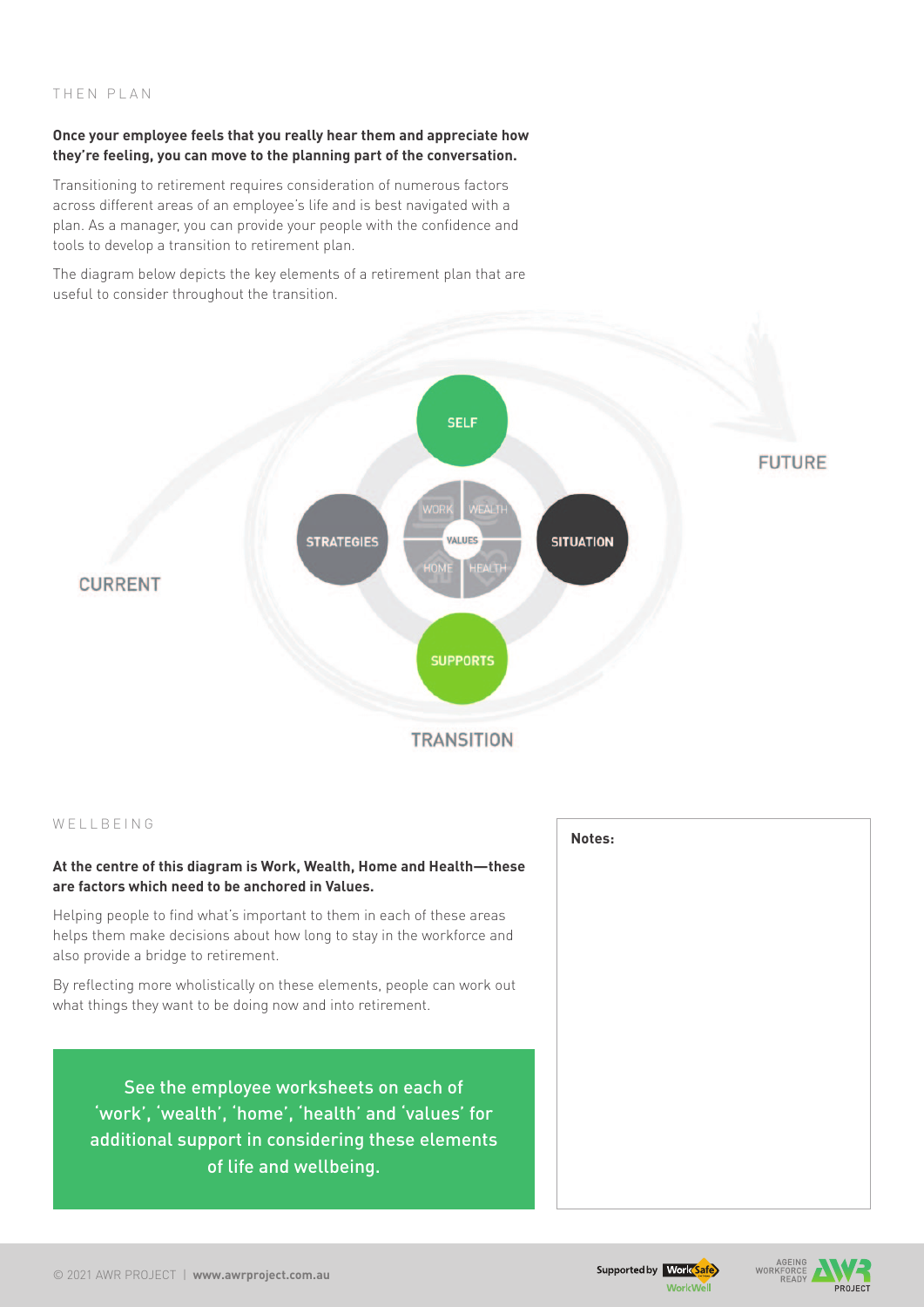## THEN PLAN

**Once your employee feels that you really hear them and appreciate how they're feeling, you can move to the planning part of the conversation.**

Transitioning to retirement requires consideration of numerous factors across different areas of an employee's life and is best navigated with a plan. As a manager, you can provide your people with the confidence and tools to develop a transition to retirement plan.

The diagram below depicts the key elements of a retirement plan that are useful to consider throughout the transition.

CURRENT

SELF

STRATEGIES

WORK | WEALTH
VALUES
HOME | HEALTH

SITUATION

SUPPORTS

FUTURE

TRANSITION

## WELLBEING

**At the centre of this diagram is Work, Wealth, Home and Health—these are factors which need to be anchored in Values.**

Helping people to find what's important to them in each of these areas helps them make decisions about how long to stay in the workforce and also provide a bridge to retirement.

By reflecting more wholistically on these elements, people can work out what things they want to be doing now and into retirement.

See the employee worksheets on each of 'work', 'wealth', 'home', 'health' and 'values' for additional support in considering these elements of life and wellbeing.

**Notes:**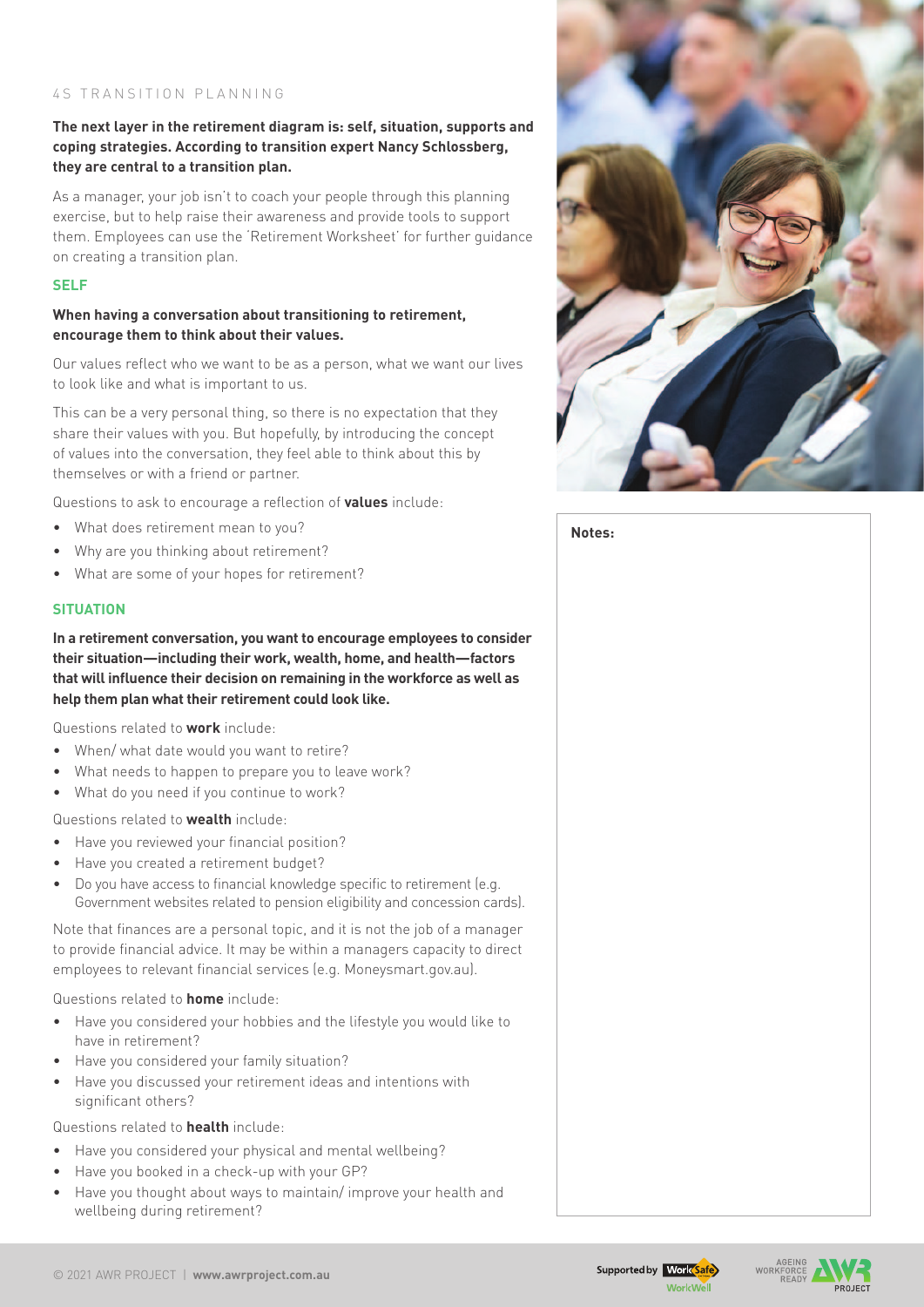4S TRANSITION PLANNING

**The next layer in the retirement diagram is: self, situation, supports and coping strategies. According to transition expert Nancy Schlossberg, they are central to a transition plan.**

As a manager, your job isn't to coach your people through this planning exercise, but to help raise their awareness and provide tools to support them. Employees can use the 'Retirement Worksheet' for further guidance on creating a transition plan.

## SELF

**When having a conversation about transitioning to retirement, encourage them to think about their values.**

Our values reflect who we want to be as a person, what we want our lives to look like and what is important to us.

This can be a very personal thing, so there is no expectation that they share their values with you. But hopefully, by introducing the concept of values into the conversation, they feel able to think about this by themselves or with a friend or partner.

Questions to ask to encourage a reflection of **values** include:

- What does retirement mean to you?
- Why are you thinking about retirement?
- What are some of your hopes for retirement?

## SITUATION

**In a retirement conversation, you want to encourage employees to consider their situation—including their work, wealth, home, and health—factors that will influence their decision on remaining in the workforce as well as help them plan what their retirement could look like.**

Questions related to **work** include:

- When/ what date would you want to retire?
- What needs to happen to prepare you to leave work?
- What do you need if you continue to work?

Questions related to **wealth** include:

- Have you reviewed your financial position?
- Have you created a retirement budget?
- Do you have access to financial knowledge specific to retirement (e.g. Government websites related to pension eligibility and concession cards).

Note that finances are a personal topic, and it is not the job of a manager to provide financial advice. It may be within a managers capacity to direct employees to relevant financial services (e.g. Moneysmart.gov.au).

Questions related to **home** include:

- Have you considered your hobbies and the lifestyle you would like to have in retirement?
- Have you considered your family situation?
- Have you discussed your retirement ideas and intentions with significant others?

Questions related to **health** include:

- Have you considered your physical and mental wellbeing?
- Have you booked in a check-up with your GP?
- Have you thought about ways to maintain/ improve your health and wellbeing during retirement?

**Notes:**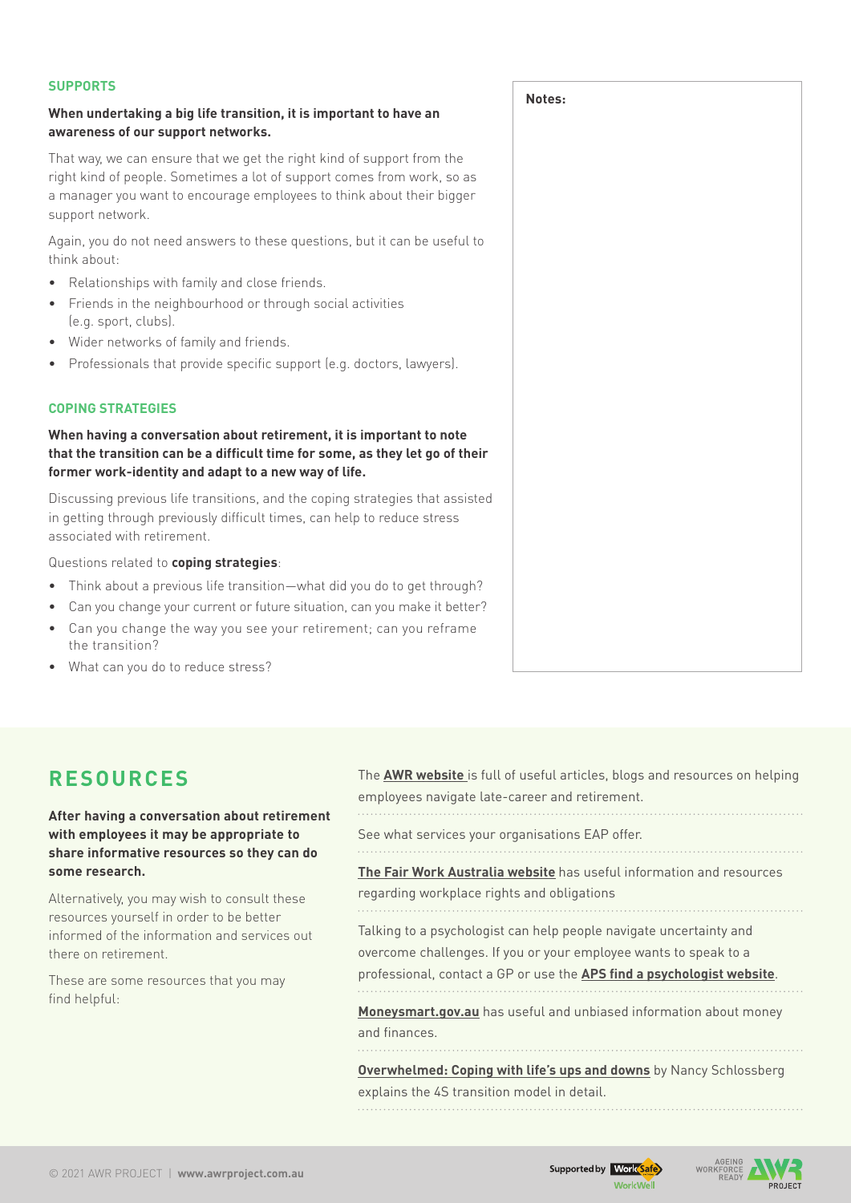### SUPPORTS

**When undertaking a big life transition, it is important to have an awareness of our support networks.**

That way, we can ensure that we get the right kind of support from the right kind of people. Sometimes a lot of support comes from work, so as a manager you want to encourage employees to think about their bigger support network.

Again, you do not need answers to these questions, but it can be useful to think about:

- Relationships with family and close friends.
- Friends in the neighbourhood or through social activities (e.g. sport, clubs).
- Wider networks of family and friends.
- Professionals that provide specific support (e.g. doctors, lawyers).

### COPING STRATEGIES

**When having a conversation about retirement, it is important to note that the transition can be a difficult time for some, as they let go of their former work-identity and adapt to a new way of life.**

Discussing previous life transitions, and the coping strategies that assisted in getting through previously difficult times, can help to reduce stress associated with retirement.

Questions related to **coping strategies**:

- Think about a previous life transition—what did you do to get through?
- Can you change your current or future situation, can you make it better?
- Can you change the way you see your retirement; can you reframe the transition?
- What can you do to reduce stress?

**Notes:**

## RESOURCES

**After having a conversation about retirement with employees it may be appropriate to share informative resources so they can do some research.**

Alternatively, you may wish to consult these resources yourself in order to be better informed of the information and services out there on retirement.

These are some resources that you may find helpful:

The **AWR website** is full of useful articles, blogs and resources on helping employees navigate late-career and retirement.

See what services your organisations EAP offer.

**The Fair Work Australia website** has useful information and resources regarding workplace rights and obligations

Talking to a psychologist can help people navigate uncertainty and overcome challenges. If you or your employee wants to speak to a professional, contact a GP or use the **APS find a psychologist website**.

**Moneysmart.gov.au** has useful and unbiased information about money and finances.

**Overwhelmed: Coping with life's ups and downs** by Nancy Schlossberg explains the 4S transition model in detail.

© 2021 AWR PROJECT | **www.awrproject.com.au**

Supported by WorkSafe WorkWell

AGEING WORKFORCE READY AWR PROJECT